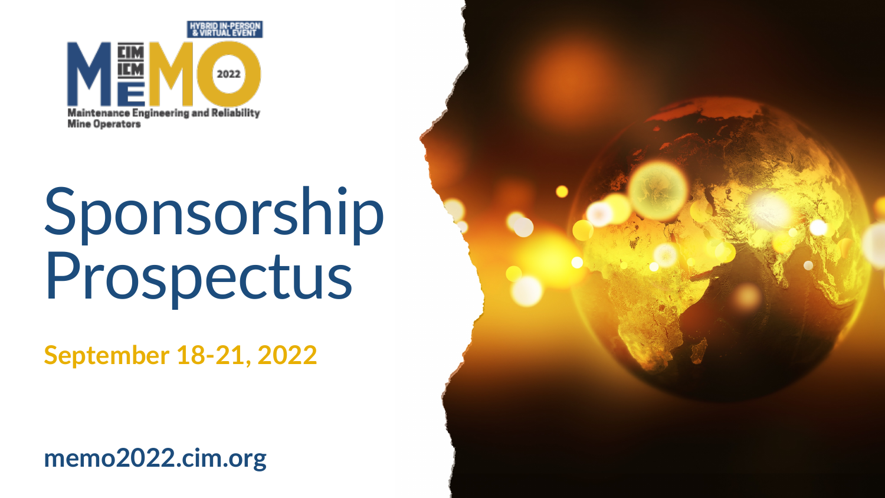HYBRID IN-PERSON & VIRTUAL EVENT

CIM ICM MEMO 2022

Maintenance Engineering and Reliability Mine Operators

# Sponsorship Prospectus

**September 18-21, 2022**

**memo2022.cim.org**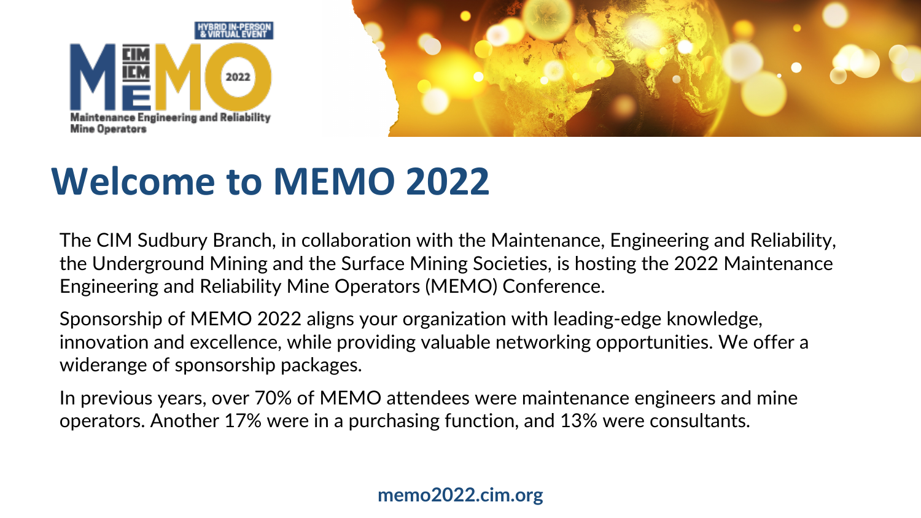# Welcome to MEMO 2022

The CIM Sudbury Branch, in collaboration with the Maintenance, Engineering and Reliability, the Underground Mining and the Surface Mining Societies, is hosting the 2022 Maintenance Engineering and Reliability Mine Operators (MEMO) Conference.

Sponsorship of MEMO 2022 aligns your organization with leading-edge knowledge, innovation and excellence, while providing valuable networking opportunities. We offer a widerange of sponsorship packages.

In previous years, over 70% of MEMO attendees were maintenance engineers and mine operators. Another 17% were in a purchasing function, and 13% were consultants.

**memo2022.cim.org**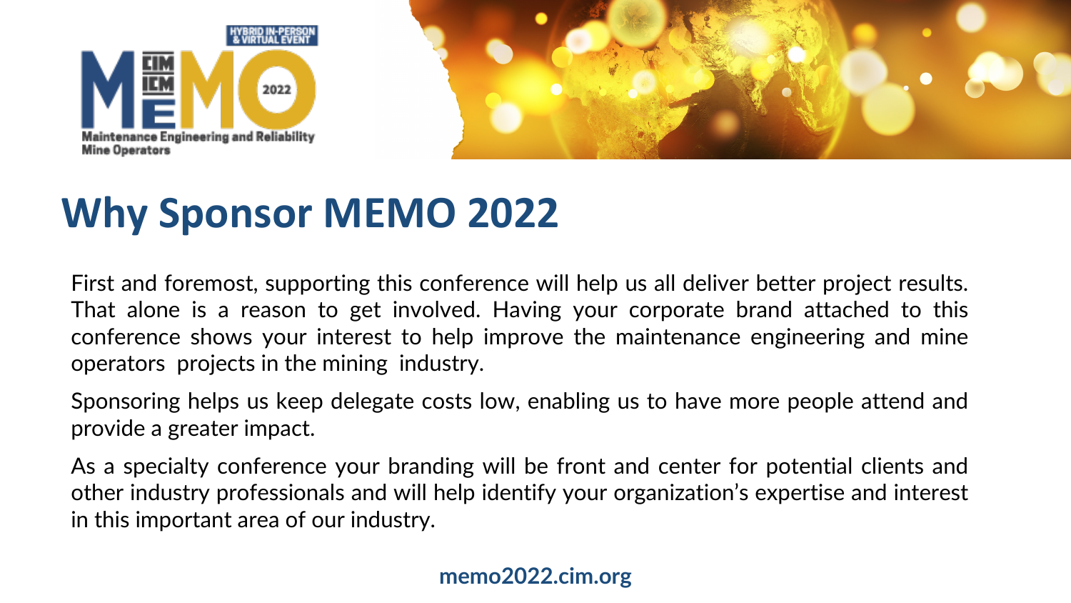# Why Sponsor MEMO 2022

First and foremost, supporting this conference will help us all deliver better project results. That alone is a reason to get involved. Having your corporate brand attached to this conference shows your interest to help improve the maintenance engineering and mine operators projects in the mining industry.

Sponsoring helps us keep delegate costs low, enabling us to have more people attend and provide a greater impact.

As a specialty conference your branding will be front and center for potential clients and other industry professionals and will help identify your organization's expertise and interest in this important area of our industry.

**memo2022.cim.org**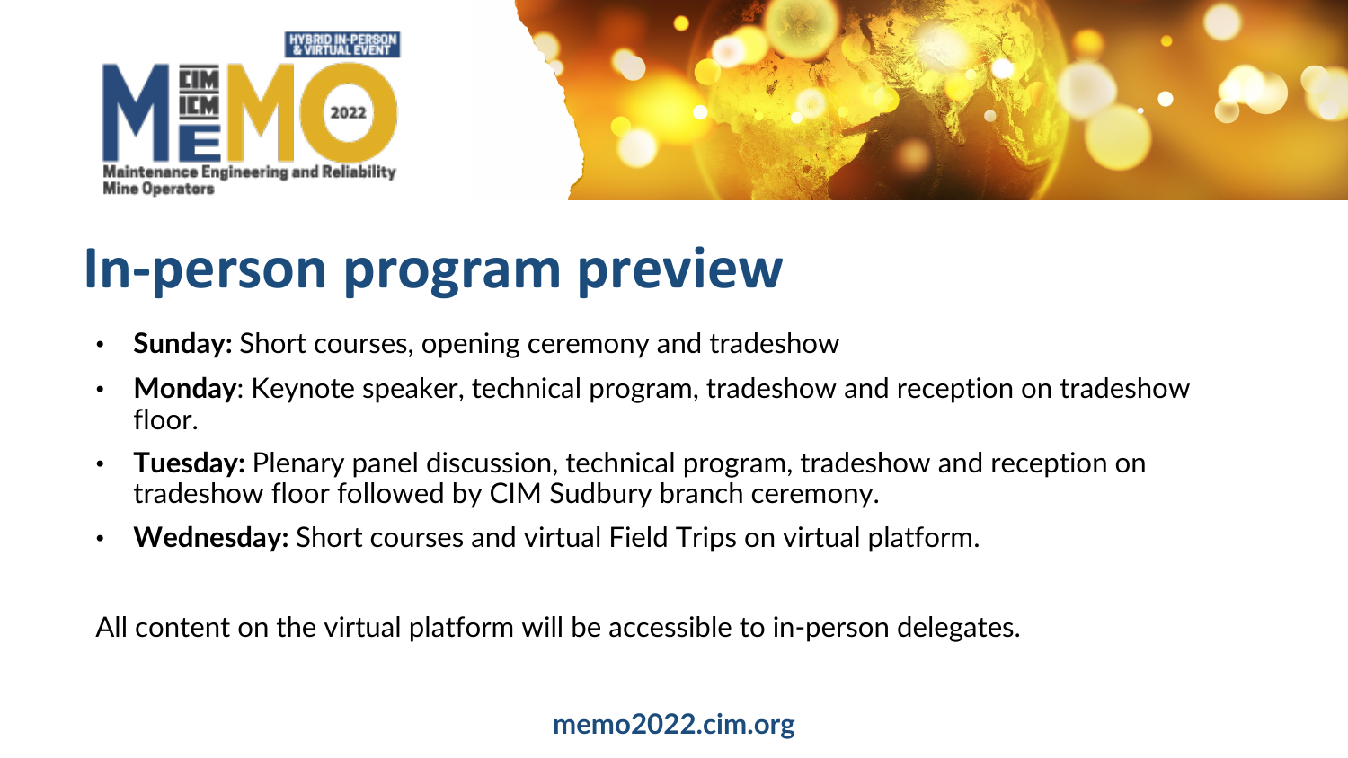# In-person program preview

- **Sunday:** Short courses, opening ceremony and tradeshow
- **Monday**: Keynote speaker, technical program, tradeshow and reception on tradeshow floor.
- **Tuesday:** Plenary panel discussion, technical program, tradeshow and reception on tradeshow floor followed by CIM Sudbury branch ceremony.
- **Wednesday:** Short courses and virtual Field Trips on virtual platform.

All content on the virtual platform will be accessible to in-person delegates.

**memo2022.cim.org**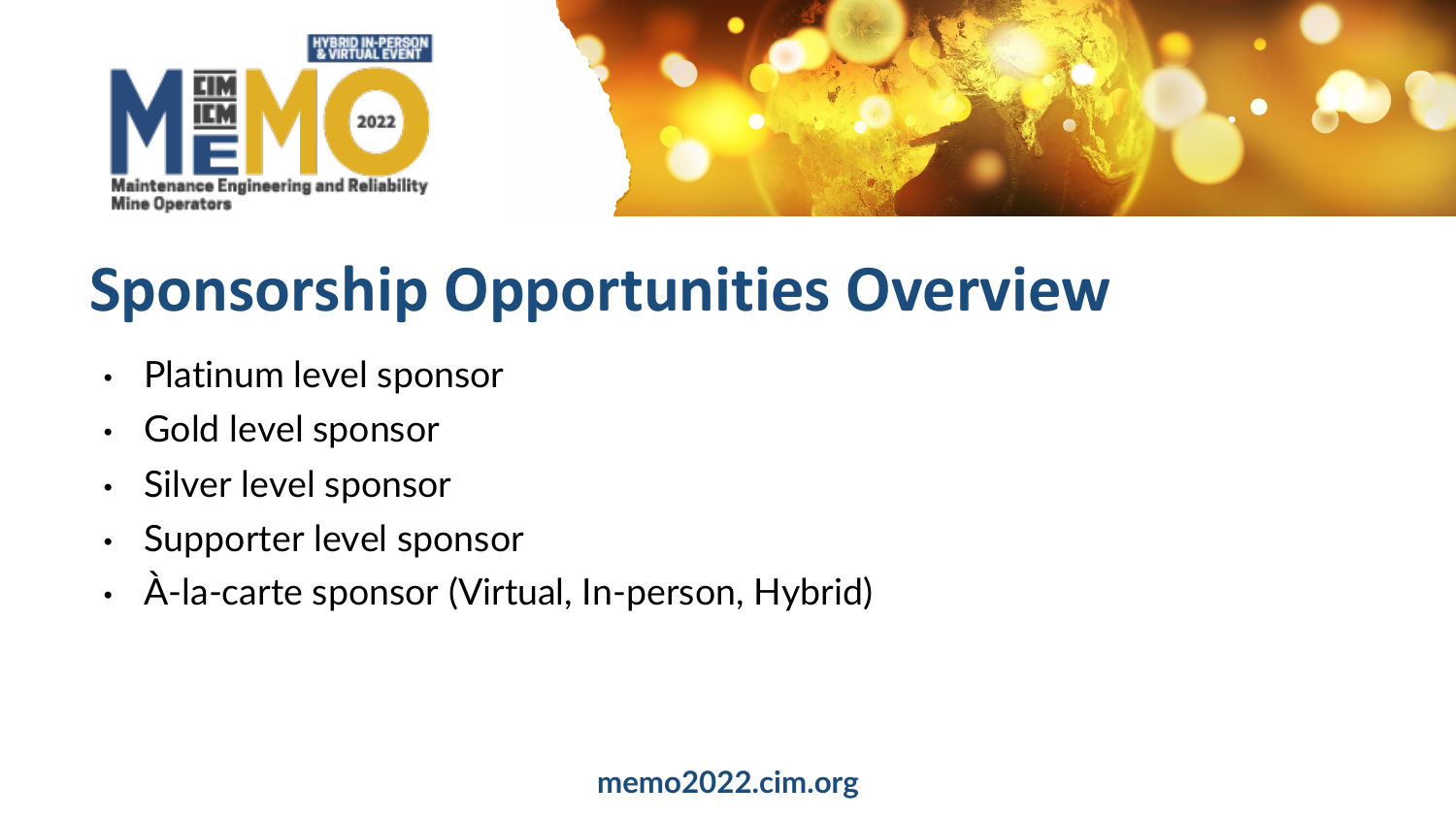# Sponsorship Opportunities Overview

- Platinum level sponsor
- Gold level sponsor
- Silver level sponsor
- Supporter level sponsor
- À-la-carte sponsor (Virtual, In-person, Hybrid)

memo2022.cim.org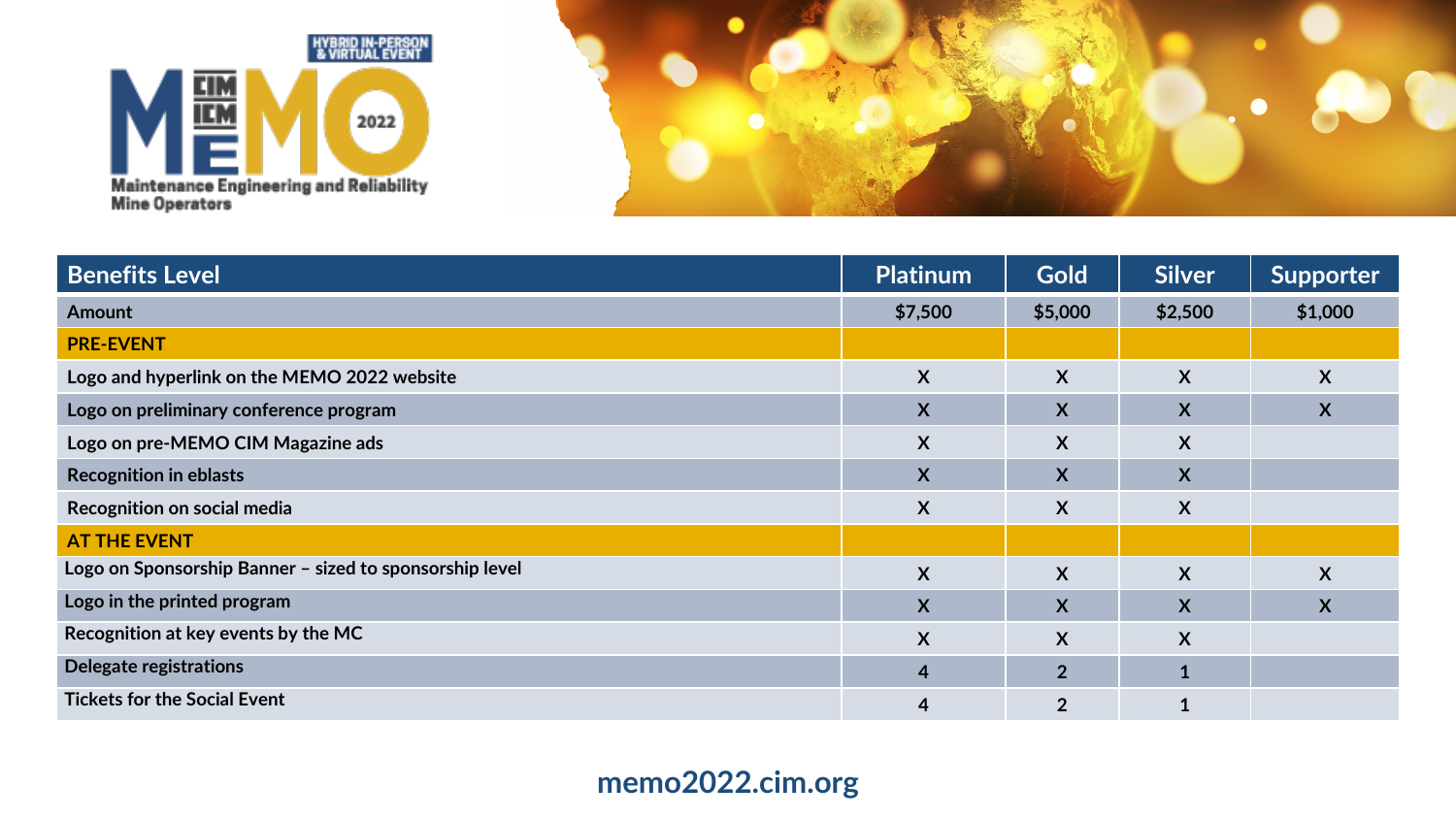| Benefits Level | Platinum | Gold | Silver | Supporter |
|---|---|---|---|---|
| Amount | $7,500 | $5,000 | $2,500 | $1,000 |
| **PRE-EVENT** | | | | |
| Logo and hyperlink on the MEMO 2022 website | X | X | X | X |
| Logo on preliminary conference program | X | X | X | X |
| Logo on pre-MEMO CIM Magazine ads | X | X | X | |
| Recognition in eblasts | X | X | X | |
| Recognition on social media | X | X | X | |
| **AT THE EVENT** | | | | |
| Logo on Sponsorship Banner – sized to sponsorship level | X | X | X | X |
| Logo in the printed program | X | X | X | X |
| Recognition at key events by the MC | X | X | X | |
| Delegate registrations | 4 | 2 | 1 | |
| Tickets for the Social Event | 4 | 2 | 1 | |

memo2022.cim.org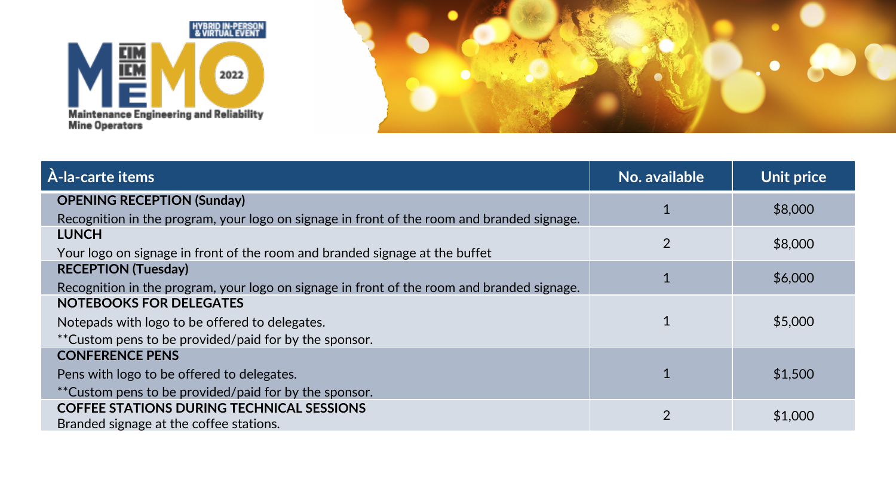| À-la-carte items | No. available | Unit price |
|---|---|---|
| **OPENING RECEPTION (Sunday)**<br>Recognition in the program, your logo on signage in front of the room and branded signage. | 1 | $8,000 |
| **LUNCH**<br>Your logo on signage in front of the room and branded signage at the buffet | 2 | $8,000 |
| **RECEPTION (Tuesday)**<br>Recognition in the program, your logo on signage in front of the room and branded signage. | 1 | $6,000 |
| **NOTEBOOKS FOR DELEGATES**<br>Notepads with logo to be offered to delegates.<br>**Custom pens to be provided/paid for by the sponsor. | 1 | $5,000 |
| **CONFERENCE PENS**<br>Pens with logo to be offered to delegates.<br>**Custom pens to be provided/paid for by the sponsor. | 1 | $1,500 |
| **COFFEE STATIONS DURING TECHNICAL SESSIONS**<br>Branded signage at the coffee stations. | 2 | $1,000 |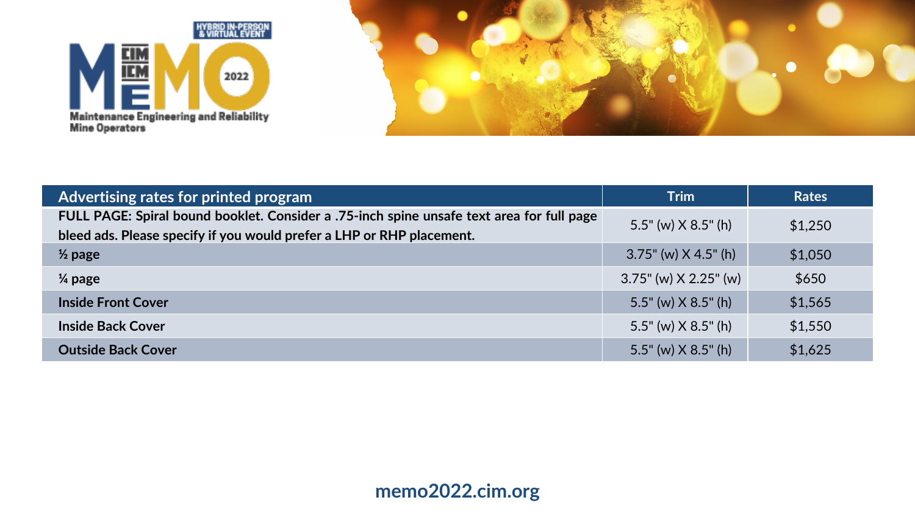| Advertising rates for printed program | Trim | Rates |
|---|---|---|
| **FULL PAGE: Spiral bound booklet. Consider a .75-inch spine unsafe text area for full page bleed ads. Please specify if you would prefer a LHP or RHP placement.** | 5.5" (w) X 8.5" (h) | $1,250 |
| **½ page** | 3.75" (w) X 4.5" (h) | $1,050 |
| **¼ page** | 3.75" (w) X 2.25" (w) | $650 |
| **Inside Front Cover** | 5.5" (w) X 8.5" (h) | $1,565 |
| **Inside Back Cover** | 5.5" (w) X 8.5" (h) | $1,550 |
| **Outside Back Cover** | 5.5" (w) X 8.5" (h) | $1,625 |

**memo2022.cim.org**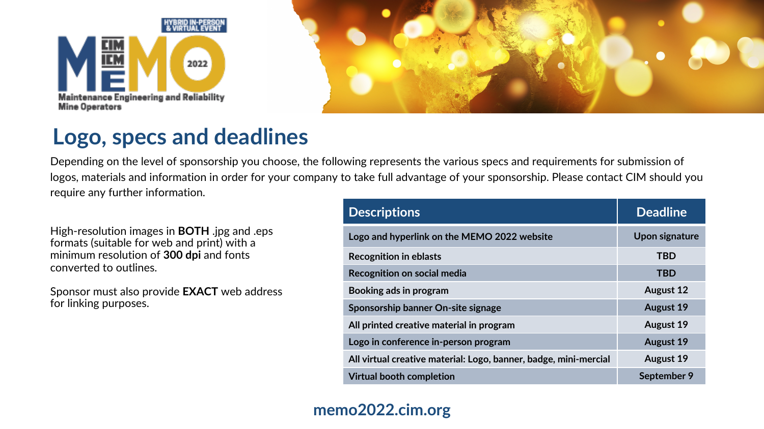## Logo, specs and deadlines

Depending on the level of sponsorship you choose, the following represents the various specs and requirements for submission of logos, materials and information in order for your company to take full advantage of your sponsorship. Please contact CIM should you require any further information.

High-resolution images in **BOTH** .jpg and .eps formats (suitable for web and print) with a minimum resolution of **300 dpi** and fonts converted to outlines.

Sponsor must also provide **EXACT** web address for linking purposes.

| Descriptions | Deadline |
| --- | --- |
| Logo and hyperlink on the MEMO 2022 website | Upon signature |
| Recognition in eblasts | TBD |
| Recognition on social media | TBD |
| Booking ads in program | August 12 |
| Sponsorship banner On-site signage | August 19 |
| All printed creative material in program | August 19 |
| Logo in conference in-person program | August 19 |
| All virtual creative material: Logo, banner, badge, mini-mercial | August 19 |
| Virtual booth completion | September 9 |

memo2022.cim.org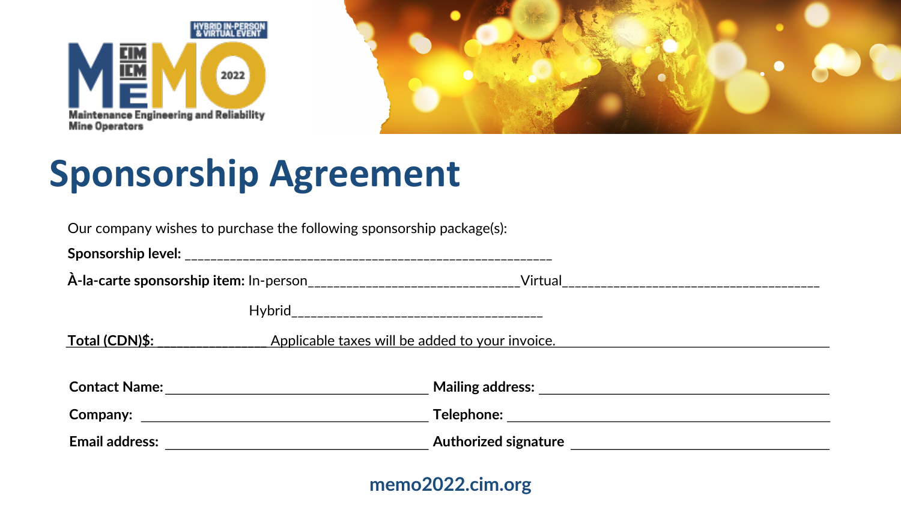# Sponsorship Agreement

Our company wishes to purchase the following sponsorship package(s):

**Sponsorship level:** _______________________________________________________

**À-la-carte sponsorship item:** In-person________________________________Virtual______________________________________

Hybrid____________________________________

**Total (CDN)$:** ________________ Applicable taxes will be added to your invoice.

**Contact Name:** ________________________________________ **Mailing address:** ________________________________________

**Company:** ________________________________________ **Telephone:** ________________________________________

**Email address:** ________________________________________ **Authorized signature** ________________________________________

**memo2022.cim.org**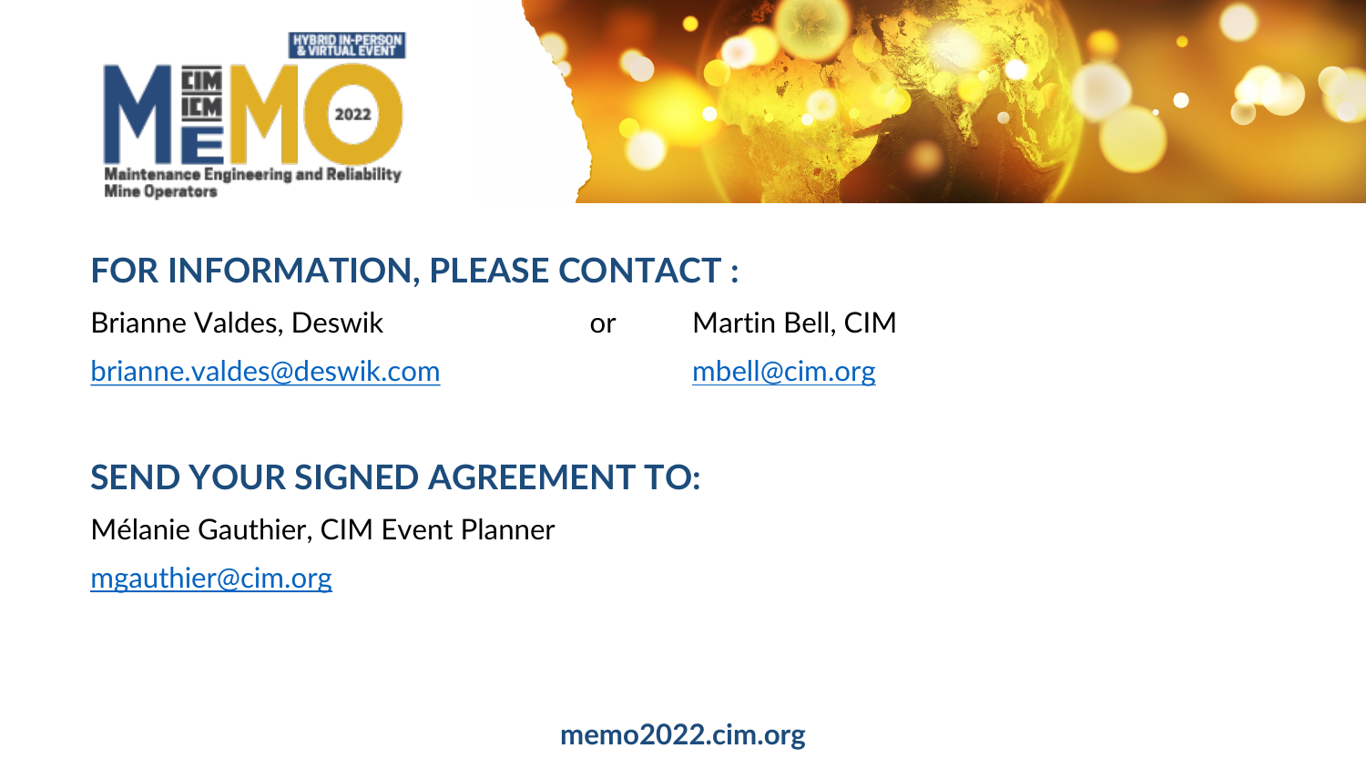## FOR INFORMATION, PLEASE CONTACT :

Brianne Valdes, Deswik or Martin Bell, CIM

brianne.valdes@deswik.com mbell@cim.org

## SEND YOUR SIGNED AGREEMENT TO:

Mélanie Gauthier, CIM Event Planner

mgauthier@cim.org

**memo2022.cim.org**